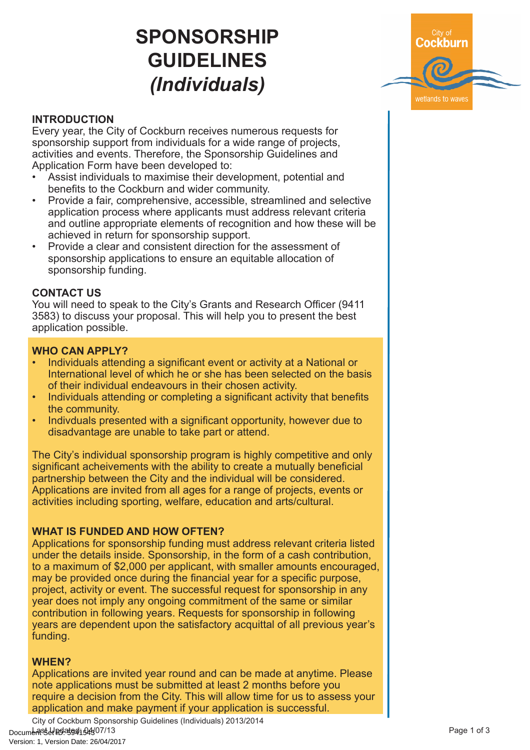# SPONSORSHIP GUIDELINES *(Individuals)*

## INTRODUCTION

Every year, the City of Cockburn receives numerous requests for sponsorship support from individuals for a wide range of projects, activities and events. Therefore, the Sponsorship Guidelines and Application Form have been developed to:

- Assist individuals to maximise their development, potential and benefits to the Cockburn and wider community.
- Provide a fair, comprehensive, accessible, streamlined and selective application process where applicants must address relevant criteria and outline appropriate elements of recognition and how these will be achieved in return for sponsorship support.
- Provide a clear and consistent direction for the assessment of sponsorship applications to ensure an equitable allocation of sponsorship funding.

## CONTACT US

You will need to speak to the City's Grants and Research Officer (9411 3583) to discuss your proposal. This will help you to present the best application possible.

## WHO CAN APPLY?

- Individuals attending a significant event or activity at a National or International level of which he or she has been selected on the basis of their individual endeavours in their chosen activity.
- Individuals attending or completing a significant activity that benefits the community.
- Indivduals presented with a significant opportunity, however due to disadvantage are unable to take part or attend.

The City's individual sponsorship program is highly competitive and only significant acheivements with the ability to create a mutually beneficial partnership between the City and the individual will be considered. Applications are invited from all ages for a range of projects, events or activities including sporting, welfare, education and arts/cultural.

## WHAT IS FUNDED AND HOW OFTEN?

Applications for sponsorship funding must address relevant criteria listed under the details inside. Sponsorship, in the form of a cash contribution, to a maximum of $2,000 per applicant, with smaller amounts encouraged, may be provided once during the financial year for a specific purpose, project, activity or event. The successful request for sponsorship in any year does not imply any ongoing commitment of the same or similar contribution in following years. Requests for sponsorship in following years are dependent upon the satisfactory acquittal of all previous year's funding.

## WHEN?

Applications are invited year round and can be made at anytime. Please note applications must be submitted at least 2 months before you require a decision from the City. This will allow time for us to assess your application and make payment if your application is successful.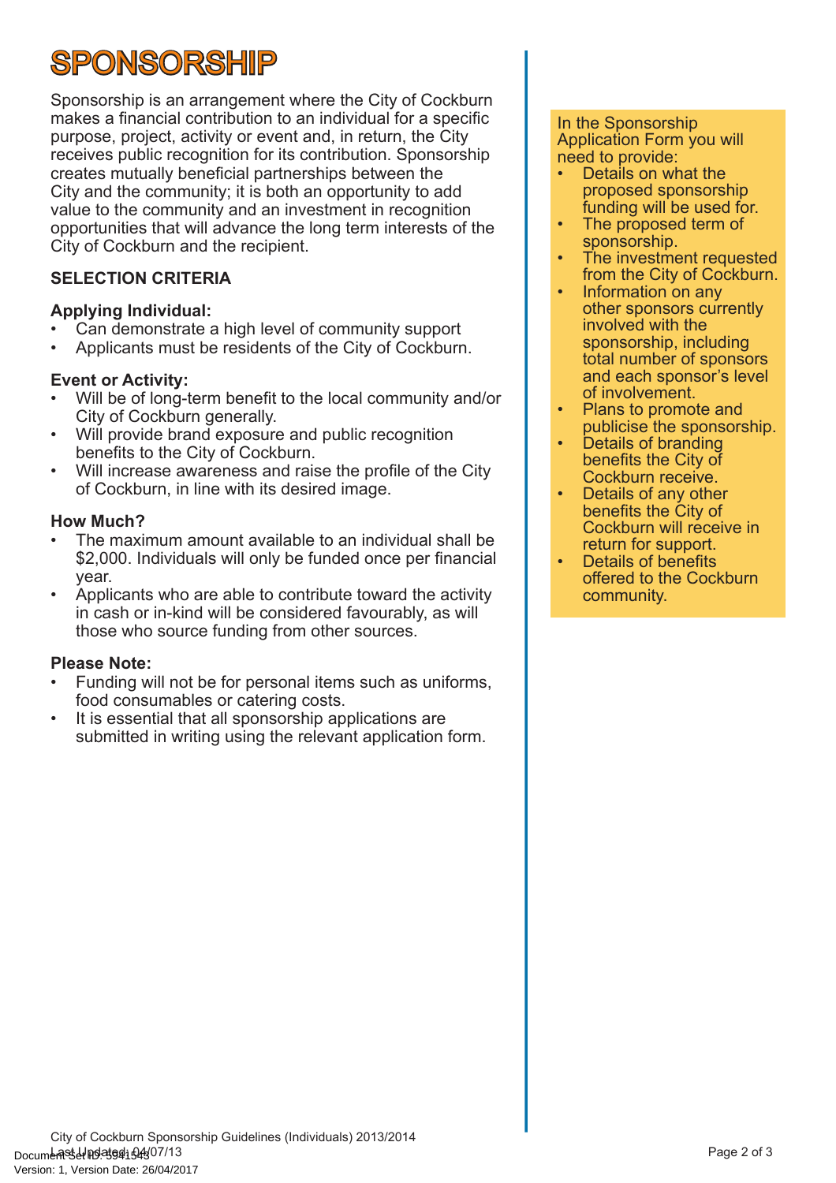# SPONSORSHIP

Sponsorship is an arrangement where the City of Cockburn makes a financial contribution to an individual for a specific purpose, project, activity or event and, in return, the City receives public recognition for its contribution. Sponsorship creates mutually beneficial partnerships between the City and the community; it is both an opportunity to add value to the community and an investment in recognition opportunities that will advance the long term interests of the City of Cockburn and the recipient.

## SELECTION CRITERIA

### Applying Individual:

- Can demonstrate a high level of community support
- Applicants must be residents of the City of Cockburn.

### Event or Activity:

- Will be of long-term benefit to the local community and/or City of Cockburn generally.
- Will provide brand exposure and public recognition benefits to the City of Cockburn.
- Will increase awareness and raise the profile of the City of Cockburn, in line with its desired image.

### How Much?

- The maximum amount available to an individual shall be $2,000. Individuals will only be funded once per financial year.
- Applicants who are able to contribute toward the activity in cash or in-kind will be considered favourably, as will those who source funding from other sources.

### Please Note:

- Funding will not be for personal items such as uniforms, food consumables or catering costs.
- It is essential that all sponsorship applications are submitted in writing using the relevant application form.

In the Sponsorship Application Form you will need to provide:

- Details on what the proposed sponsorship funding will be used for.
- The proposed term of sponsorship.
- The investment requested from the City of Cockburn.
- Information on any other sponsors currently involved with the sponsorship, including total number of sponsors and each sponsor's level of involvement.
- Plans to promote and publicise the sponsorship.
- Details of branding benefits the City of Cockburn receive.
- Details of any other benefits the City of Cockburn will receive in return for support.
- Details of benefits offered to the Cockburn community.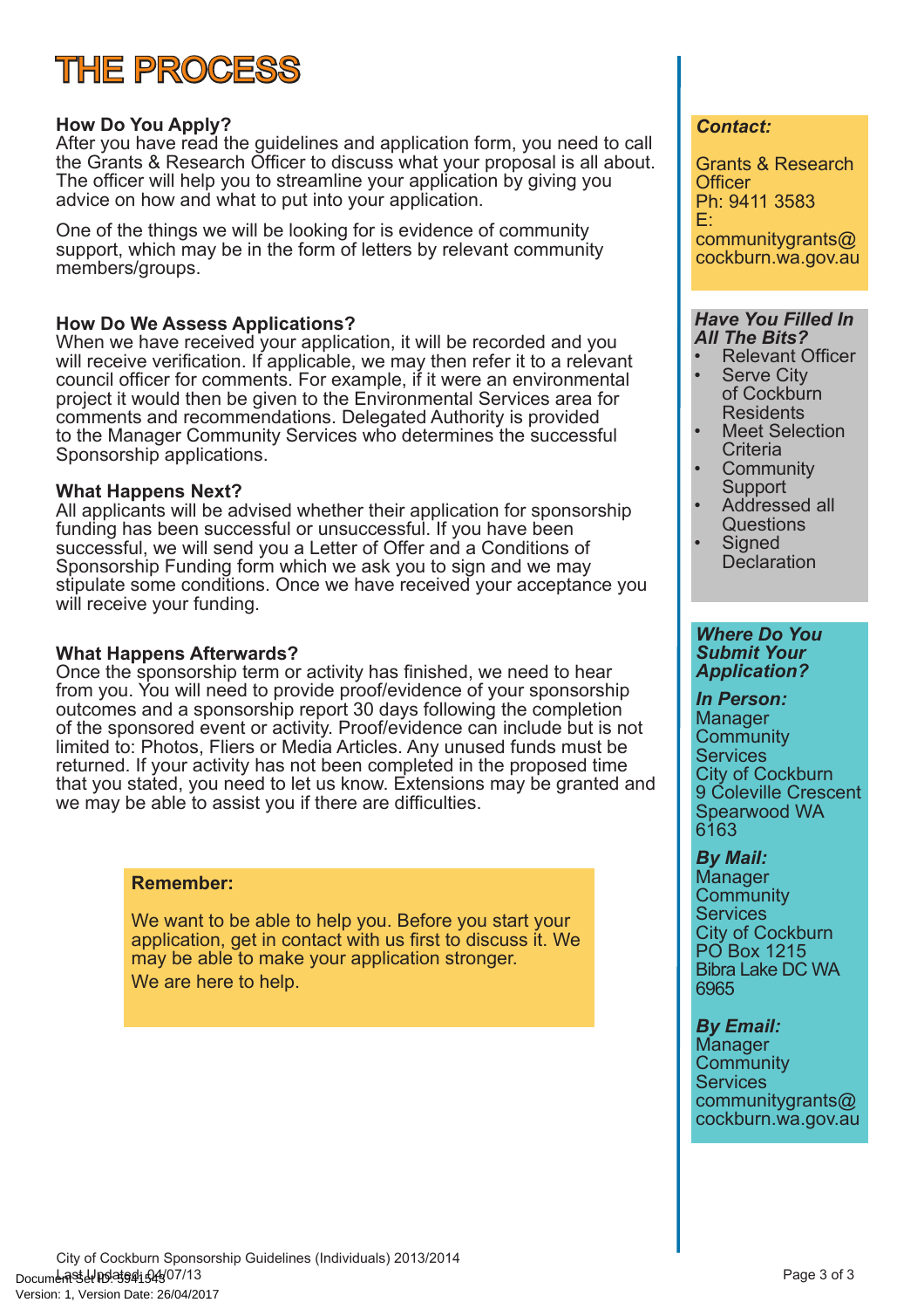# THE PROCESS

**How Do You Apply?**
After you have read the guidelines and application form, you need to call the Grants & Research Officer to discuss what your proposal is all about. The officer will help you to streamline your application by giving you advice on how and what to put into your application.

One of the things we will be looking for is evidence of community support, which may be in the form of letters by relevant community members/groups.

**How Do We Assess Applications?**
When we have received your application, it will be recorded and you will receive verification. If applicable, we may then refer it to a relevant council officer for comments. For example, if it were an environmental project it would then be given to the Environmental Services area for comments and recommendations. Delegated Authority is provided to the Manager Community Services who determines the successful Sponsorship applications.

**What Happens Next?**
All applicants will be advised whether their application for sponsorship funding has been successful or unsuccessful. If you have been successful, we will send you a Letter of Offer and a Conditions of Sponsorship Funding form which we ask you to sign and we may stipulate some conditions. Once we have received your acceptance you will receive your funding.

**What Happens Afterwards?**
Once the sponsorship term or activity has finished, we need to hear from you. You will need to provide proof/evidence of your sponsorship outcomes and a sponsorship report 30 days following the completion of the sponsored event or activity. Proof/evidence can include but is not limited to: Photos, Fliers or Media Articles. Any unused funds must be returned. If your activity has not been completed in the proposed time that you stated, you need to let us know. Extensions may be granted and we may be able to assist you if there are difficulties.

**Remember:**

We want to be able to help you. Before you start your application, get in contact with us first to discuss it. We may be able to make your application stronger.
We are here to help.

***Contact:***

Grants & Research Officer
Ph: 9411 3583
E: communitygrants@cockburn.wa.gov.au

***Have You Filled In All The Bits?***

- Relevant Officer
- Serve City of Cockburn Residents
- Meet Selection Criteria
- Community Support
- Addressed all Questions
- Signed Declaration

***Where Do You Submit Your Application?***

***In Person:***
Manager Community Services
City of Cockburn
9 Coleville Crescent
Spearwood WA 6163

***By Mail:***
Manager Community Services
City of Cockburn
PO Box 1215
Bibra Lake DC WA 6965

***By Email:***
Manager Community Services
communitygrants@cockburn.wa.gov.au

City of Cockburn Sponsorship Guidelines (Individuals) 2013/2014
Last Updated: 04/07/13
Document Set ID: 5941549
Version: 1, Version Date: 26/04/2017